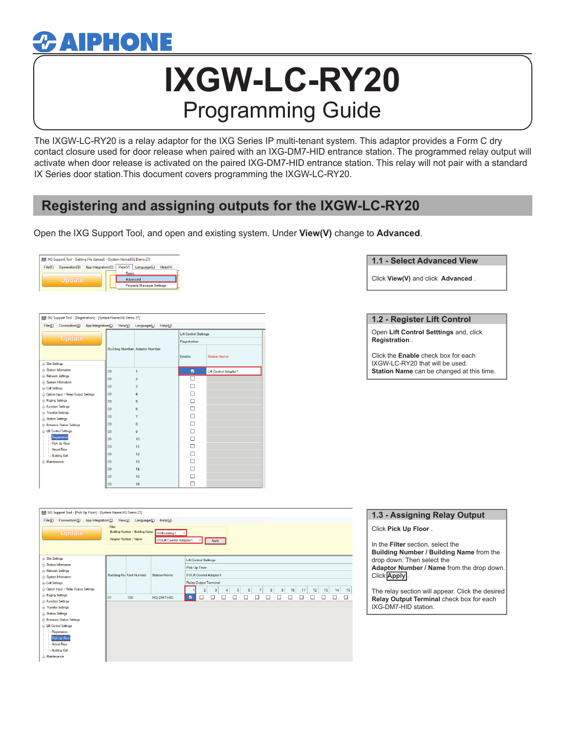# IXGW-LC-RY20

## Programming Guide

The IXGW-LC-RY20 is a relay adaptor for the IXG Series IP multi-tenant system. This adaptor provides a Form C dry contact closure used for door release when paired with an IXG-DM7-HID entrance station. The programmed relay output will activate when door release is activated on the paired IXG-DM7-HID entrance station. This relay will not pair with a standard IX Series door station.This document covers programming the IXGW-LC-RY20.

## Registering and assigning outputs for the IXGW-LC-RY20

Open the IXG Support Tool, and open and existing system. Under **View(V)** change to **Advanced**.

### 1.1 - Select Advanced View

Click **View(V)** and click **Advanced** .

### 1.2 - Register Lift Control

Open **Lift Control Setttings** and, click **Registration** .

Click the **Enable** check box for each IXGW-LC-RY20 that will be used. **Station Name** can be changed at this time.

### 1.3 - Assigning Relay Output

Click **Pick Up Floor** .

In the **Filter** section, select the **Building Number / Building Name** from the drop down. Then select the **Adaptor Number / Name** from the drop down. Click **Apply**.

The relay section will appear. Click the desired **Relay Output Terminal** check box for each IXG-DM7-HID station.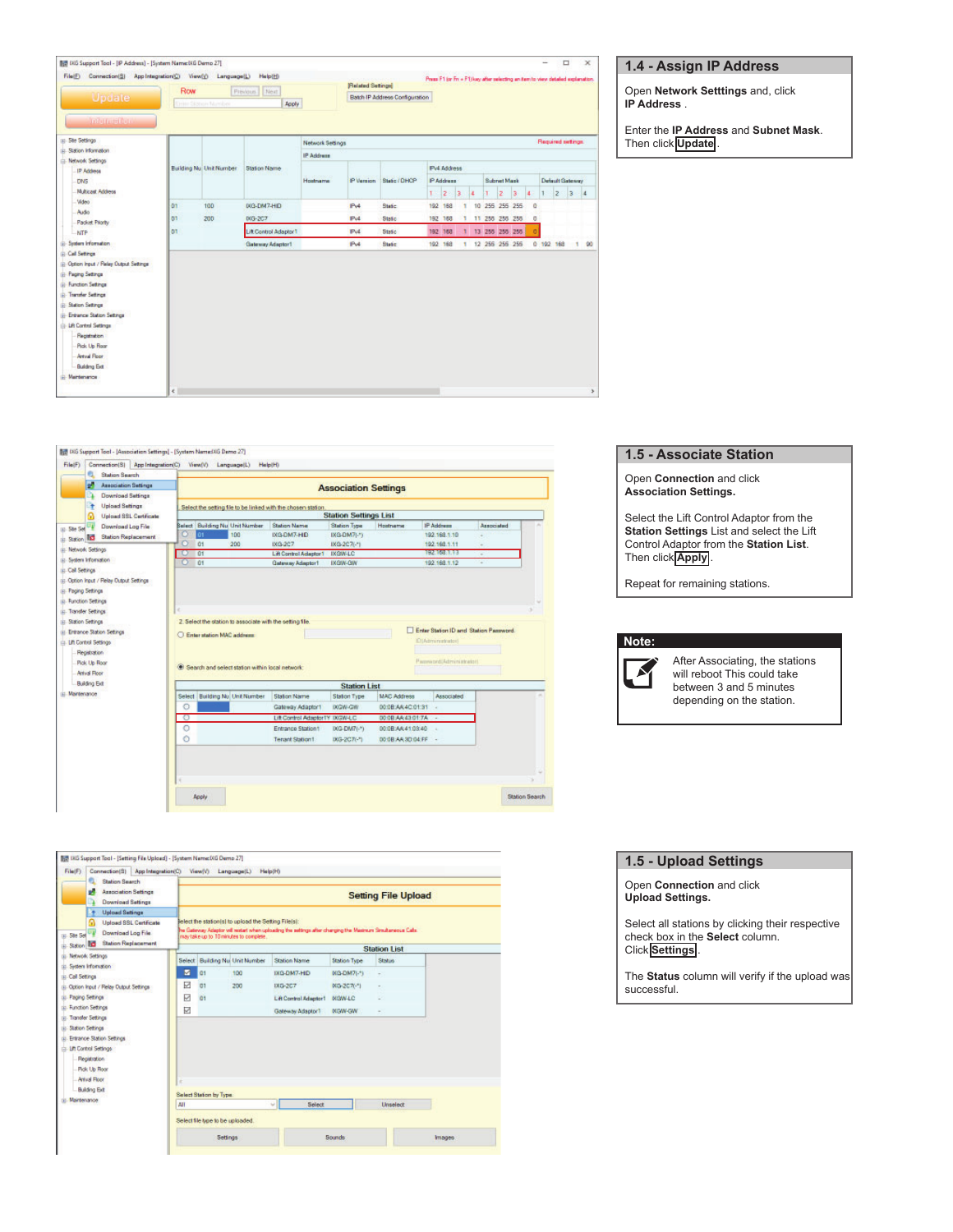## 1.4 - Assign IP Address

Open **Network Setttings** and, click **IP Address** .

Enter the **IP Address** and **Subnet Mask**. Then click **Update**.

## 1.5 - Associate Station

Open **Connection** and click **Association Settings.**

Select the Lift Control Adaptor from the **Station Settings** List and select the Lift Control Adaptor from the **Station List**. Then click **Apply**.

Repeat for remaining stations.

**Note:**

After Associating, the stations will reboot This could take between 3 and 5 minutes depending on the station.

## 1.5 - Upload Settings

Open **Connection** and click **Upload Settings.**

Select all stations by clicking their respective check box in the **Select** column. Click **Settings**.

The **Status** column will verify if the upload was successful.